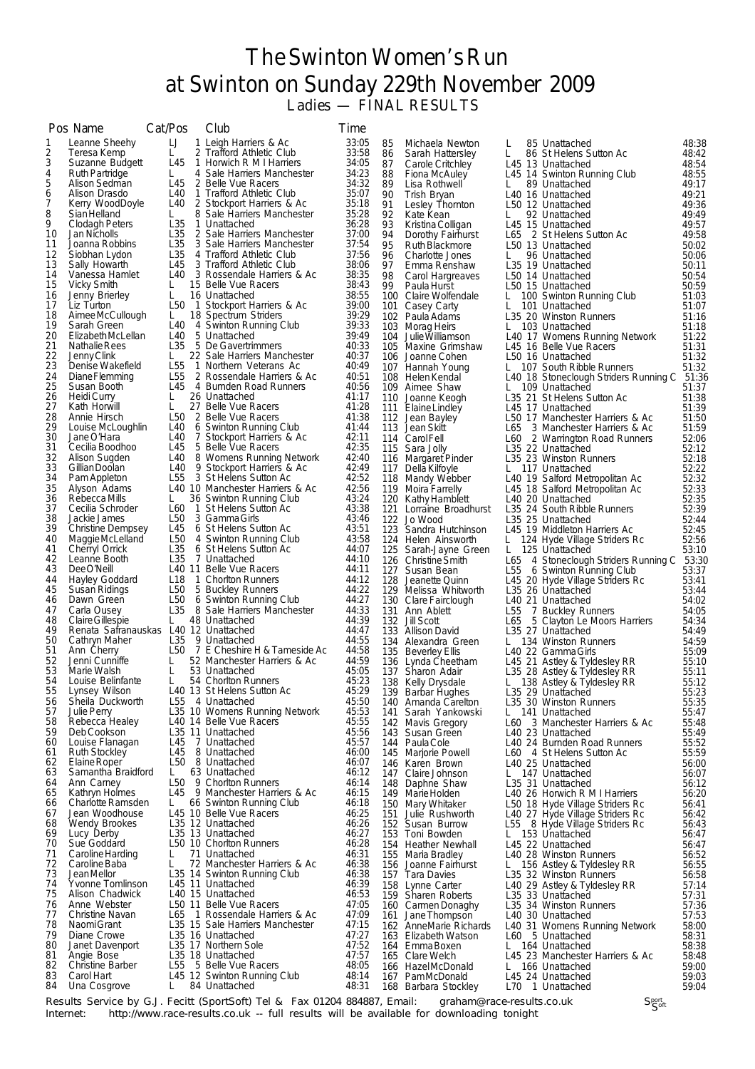# The Swinton Women's Run
## at Swinton on Sunday 229th November 2009
### Ladies — FINAL RESULTS

| Pos | Name | Cat/Pos | | Club | Time |
|---|---|---|---|---|---|
| 1 | Leanne Sheehy | LJ | 1 | Leigh Harriers & Ac | 33:05 |
| 2 | Teresa Kemp | L | 2 | Trafford Athletic Club | 33:58 |
| 3 | Suzanne Budgett | L45 | 1 | Horwich R M I Harriers | 34:05 |
| 4 | Ruth Partridge | L | 4 | Sale Harriers Manchester | 34:23 |
| 5 | Alison Sedman | L45 | 2 | Belle Vue Racers | 34:32 |
| 6 | Alison Drasdo | L40 | 1 | Trafford Athletic Club | 35:07 |
| 7 | Kerry WoodDoyle | L40 | 2 | Stockport Harriers & Ac | 35:18 |
| 8 | Sian Helland | L | 8 | Sale Harriers Manchester | 35:28 |
| 9 | Clodagh Peters | L35 | 1 | Unattached | 36:28 |
| 10 | Jan Nicholls | L35 | 2 | Sale Harriers Manchester | 37:00 |
| 11 | Joanna Robbins | L35 | 3 | Sale Harriers Manchester | 37:54 |
| 12 | Siobhan Lydon | L35 | 4 | Trafford Athletic Club | 37:56 |
| 13 | Sally Howarth | L45 | 3 | Trafford Athletic Club | 38:06 |
| 14 | Vanessa Hamlet | L40 | 3 | Rossendale Harriers & Ac | 38:35 |
| 15 | Vicky Smith | L | 15 | Belle Vue Racers | 38:43 |
| 16 | Jenny Brierley | L | 16 | Unattached | 38:55 |
| 17 | Liz Turton | L50 | 1 | Stockport Harriers & Ac | 39:00 |
| 18 | Aimee McCullough | L | 18 | Spectrum Striders | 39:29 |
| 19 | Sarah Green | L40 | 4 | Swinton Running Club | 39:33 |
| 20 | Elizabeth McLellan | L40 | 5 | Unattached | 39:49 |
| 21 | Nathalie Rees | L35 | 5 | De Gavertrimmers | 40:33 |
| 22 | Jenny Clink | L | 22 | Sale Harriers Manchester | 40:37 |
| 23 | Denise Wakefield | L55 | 1 | Northern Veterans Ac | 40:49 |
| 24 | Diane Flemming | L55 | 2 | Rossendale Harriers & Ac | 40:51 |
| 25 | Susan Booth | L45 | 4 | Burnden Road Runners | 40:56 |
| 26 | Heidi Curry | L | 26 | Unattached | 41:17 |
| 27 | Kath Horwill | L | 27 | Belle Vue Racers | 41:28 |
| 28 | Annie Hirsch | L50 | 2 | Belle Vue Racers | 41:38 |
| 29 | Louise McLoughlin | L40 | 6 | Swinton Running Club | 41:44 |
| 30 | Jane O'Hara | L40 | 7 | Stockport Harriers & Ac | 42:11 |
| 31 | Cecilia Boodhoo | L45 | 5 | Belle Vue Racers | 42:35 |
| 32 | Alison Sugden | L40 | 8 | Womens Running Network | 42:40 |
| 33 | Gillian Doolan | L40 | 9 | Stockport Harriers & Ac | 42:49 |
| 34 | Pam Appleton | L55 | 3 | St Helens Sutton Ac | 42:52 |
| 35 | Alyson Adams | L40 | 10 | Manchester Harriers & Ac | 42:56 |
| 36 | Rebecca Mills | L | 36 | Swinton Running Club | 43:24 |
| 37 | Cecilia Schroder | L60 | 1 | St Helens Sutton Ac | 43:38 |
| 38 | Jackie James | L50 | 3 | Gamma Girls | 43:46 |
| 39 | Christine Dempsey | L45 | 6 | St Helens Sutton Ac | 43:51 |
| 40 | Maggie McLelland | L50 | 4 | Swinton Running Club | 43:58 |
| 41 | Cherryl Orrick | L35 | 6 | St Helens Sutton Ac | 44:07 |
| 42 | Leanne Booth | L35 | 7 | Unattached | 44:10 |
| 43 | Dee O'Neill | L40 | 11 | Belle Vue Racers | 44:11 |
| 44 | Hayley Goddard | L18 | 1 | Chorlton Runners | 44:12 |
| 45 | Susan Ridings | L50 | 5 | Buckley Runners | 44:22 |
| 46 | Dawn Green | L50 | 6 | Swinton Running Club | 44:27 |
| 47 | Carla Ousey | L35 | 8 | Sale Harriers Manchester | 44:33 |
| 48 | Claire Gillespie | L | 48 | Unattached | 44:39 |
| 49 | Renata Safranauskas | L40 | 12 | Unattached | 44:47 |
| 50 | Cathryn Maher | L35 | 9 | Unattached | 44:55 |
| 51 | Ann Cherry | L50 | 7 | E Cheshire H & Tameside Ac | 44:58 |
| 52 | Jenni Cunniffe | L | 52 | Manchester Harriers & Ac | 44:59 |
| 53 | Marie Walsh | L | 53 | Unattached | 45:05 |
| 54 | Louise Belinfante | L | 54 | Chorlton Runners | 45:23 |
| 55 | Lynsey Wilson | L40 | 13 | St Helens Sutton Ac | 45:29 |
| 56 | Sheila Duckworth | L55 | 4 | Unattached | 45:50 |
| 57 | Julie Perry | L35 | 10 | Womens Running Network | 45:53 |
| 58 | Rebecca Healey | L40 | 14 | Belle Vue Racers | 45:55 |
| 59 | Deb Cookson | L35 | 11 | Unattached | 45:56 |
| 60 | Louise Flanagan | L45 | 7 | Unattached | 45:57 |
| 61 | Ruth Stockley | L45 | 8 | Unattached | 46:00 |
| 62 | Elaine Roper | L50 | 8 | Unattached | 46:07 |
| 63 | Samantha Braidford | L | 63 | Unattached | 46:12 |
| 64 | Ann Carney | L50 | 9 | Chorlton Runners | 46:14 |
| 65 | Kathryn Holmes | L45 | 9 | Manchester Harriers & Ac | 46:15 |
| 66 | Charlotte Ramsden | L | 66 | Swinton Running Club | 46:18 |
| 67 | Jean Woodhouse | L45 | 10 | Belle Vue Racers | 46:25 |
| 68 | Wendy Brookes | L35 | 12 | Unattached | 46:26 |
| 69 | Lucy Derby | L35 | 13 | Unattached | 46:27 |
| 70 | Sue Goddard | L50 | 10 | Chorlton Runners | 46:28 |
| 71 | Caroline Harding | L | 71 | Unattached | 46:31 |
| 72 | Caroline Baba | L | 72 | Manchester Harriers & Ac | 46:38 |
| 73 | Jean Mellor | L35 | 14 | Swinton Running Club | 46:38 |
| 74 | Yvonne Tomlinson | L45 | 11 | Unattached | 46:39 |
| 75 | Alison Chadwick | L40 | 15 | Unattached | 46:53 |
| 76 | Anne Webster | L50 | 11 | Belle Vue Racers | 47:05 |
| 77 | Christine Navan | L65 | 1 | Rossendale Harriers & Ac | 47:09 |
| 78 | Naomi Grant | L35 | 15 | Sale Harriers Manchester | 47:15 |
| 79 | Diane Crowe | L35 | 16 | Unattached | 47:27 |
| 80 | Janet Davenport | L35 | 17 | Northern Sole | 47:52 |
| 81 | Angie Bose | L35 | 18 | Unattached | 47:57 |
| 82 | Christine Barber | L55 | 5 | Belle Vue Racers | 48:05 |
| 83 | Carol Hart | L45 | 12 | Swinton Running Club | 48:14 |
| 84 | Una Cosgrove | L | 84 | Unattached | 48:31 |
| 85 | Michaela Newton | L | 85 | Unattached | 48:38 |
| 86 | Sarah Hattersley | L | 86 | St Helens Sutton Ac | 48:42 |
| 87 | Carole Critchley | L45 | 13 | Unattached | 48:54 |
| 88 | Fiona McAuley | L45 | 14 | Swinton Running Club | 48:55 |
| 89 | Lisa Rothwell | L | 89 | Unattached | 49:17 |
| 90 | Trish Bryan | L40 | 16 | Unattached | 49:21 |
| 91 | Lesley Thornton | L50 | 12 | Unattached | 49:36 |
| 92 | Kate Kean | L | 92 | Unattached | 49:49 |
| 93 | Kristina Colligan | L45 | 15 | Unattached | 49:57 |
| 94 | Dorothy Fairhurst | L65 | 2 | St Helens Sutton Ac | 49:58 |
| 95 | Ruth Blackmore | L50 | 13 | Unattached | 50:02 |
| 96 | Charlotte Jones | L | 96 | Unattached | 50:06 |
| 97 | Emma Renshaw | L35 | 19 | Unattached | 50:11 |
| 98 | Carol Hargreaves | L50 | 14 | Unattached | 50:54 |
| 99 | Paula Hurst | L50 | 15 | Unattached | 50:59 |
| 100 | Claire Wolfendale | L | 100 | Swinton Running Club | 51:03 |
| 101 | Casey Carty | L | 101 | Unattached | 51:07 |
| 102 | Paula Adams | L35 | 20 | Winston Runners | 51:16 |
| 103 | Morag Heirs | L | 103 | Unattached | 51:18 |
| 104 | Julie Williamson | L40 | 17 | Womens Running Network | 51:22 |
| 105 | Maxine Grimshaw | L45 | 16 | Belle Vue Racers | 51:31 |
| 106 | Joanne Cohen | L50 | 16 | Unattached | 51:32 |
| 107 | Hannah Young | L | 107 | South Ribble Runners | 51:32 |
| 108 | Helen Kendal | L40 | 18 | Stoneclough Striders Running C | 51:36 |
| 109 | Aimee Shaw | L | 109 | Unattached | 51:37 |
| 110 | Joanne Keogh | L35 | 21 | St Helens Sutton Ac | 51:38 |
| 111 | Elaine Lindley | L45 | 17 | Unattached | 51:39 |
| 112 | Jean Bayley | L50 | 17 | Manchester Harriers & Ac | 51:50 |
| 113 | Jean Skitt | L65 | 3 | Manchester Harriers & Ac | 51:59 |
| 114 | Carol Fell | L60 | 2 | Warrington Road Runners | 52:06 |
| 115 | Sara Jolly | L35 | 22 | Unattached | 52:12 |
| 116 | Margaret Pinder | L35 | 23 | Winston Runners | 52:18 |
| 117 | Della Kilfoyle | L | 117 | Unattached | 52:22 |
| 118 | Mandy Webber | L40 | 19 | Salford Metropolitan Ac | 52:32 |
| 119 | Moira Farrelly | L45 | 18 | Salford Metropolitan Ac | 52:33 |
| 120 | Kathy Hamblett | L40 | 20 | Unattached | 52:35 |
| 121 | Lorraine Broadhurst | L35 | 24 | South Ribble Runners | 52:39 |
| 122 | Jo Wood | L35 | 25 | Unattached | 52:44 |
| 123 | Sandra Hutchinson | L45 | 19 | Middleton Harriers Ac | 52:45 |
| 124 | Helen Ainsworth | L | 124 | Hyde Village Striders Rc | 52:56 |
| 125 | Sarah-Jayne Green | L | 125 | Unattached | 53:10 |
| 126 | Christine Smith | L65 | 4 | Stoneclough Striders Running C | 53:30 |
| 127 | Susan Bean | L55 | 6 | Swinton Running Club | 53:37 |
| 128 | Jeanette Quinn | L45 | 20 | Hyde Village Striders Rc | 53:41 |
| 129 | Melissa Whitworth | L35 | 26 | Unattached | 53:44 |
| 130 | Clare Fairclough | L40 | 21 | Unattached | 54:02 |
| 131 | Ann Ablett | L55 | 7 | Buckley Runners | 54:05 |
| 132 | Jill Scott | L65 | 5 | Clayton Le Moors Harriers | 54:34 |
| 133 | Allison David | L35 | 27 | Unattached | 54:49 |
| 134 | Alexandra Green | L | 134 | Winston Runners | 54:59 |
| 135 | Beverley Ellis | L40 | 22 | Gamma Girls | 55:09 |
| 136 | Lynda Cheetham | L45 | 21 | Astley & Tyldesley RR | 55:10 |
| 137 | Sharon Adair | L35 | 28 | Astley & Tyldesley RR | 55:11 |
| 138 | Kelly Drysdale | L | 138 | Astley & Tyldesley RR | 55:12 |
| 139 | Barbar Hughes | L35 | 29 | Unattached | 55:23 |
| 140 | Amanda Carelton | L35 | 30 | Winston Runners | 55:35 |
| 141 | Sarah Yankowski | L | 141 | Unattached | 55:47 |
| 142 | Mavis Gregory | L60 | 3 | Manchester Harriers & Ac | 55:48 |
| 143 | Susan Green | L40 | 23 | Unattached | 55:49 |
| 144 | Paula Cole | L40 | 24 | Burnden Road Runners | 55:52 |
| 145 | Marjorie Powell | L60 | 4 | St Helens Sutton Ac | 55:59 |
| 146 | Karen Brown | L40 | 25 | Unattached | 56:00 |
| 147 | Claire Johnson | L | 147 | Unattached | 56:07 |
| 148 | Daphne Shaw | L35 | 31 | Unattached | 56:12 |
| 149 | Marie Holden | L40 | 26 | Horwich R M I Harriers | 56:20 |
| 150 | Mary Whitaker | L50 | 18 | Hyde Village Striders Rc | 56:41 |
| 151 | Julie Rushworth | L40 | 27 | Hyde Village Striders Rc | 56:42 |
| 152 | Susan Burrow | L55 | 8 | Hyde Village Striders Rc | 56:43 |
| 153 | Toni Bowden | L | 153 | Unattached | 56:47 |
| 154 | Heather Newhall | L45 | 22 | Unattached | 56:47 |
| 155 | Maria Bradley | L40 | 28 | Winston Runners | 56:52 |
| 156 | Joanne Fairhurst | L | 156 | Astley & Tyldesley RR | 56:55 |
| 157 | Tara Davies | L35 | 32 | Winston Runners | 56:58 |
| 158 | Lynne Carter | L40 | 29 | Astley & Tyldesley RR | 57:14 |
| 159 | Sharen Roberts | L35 | 33 | Unattached | 57:31 |
| 160 | Carmen Donaghy | L35 | 34 | Winston Runners | 57:36 |
| 161 | Jane Thompson | L40 | 30 | Unattached | 57:53 |
| 162 | AnneMarie Richards | L40 | 31 | Womens Running Network | 58:00 |
| 163 | Elizabeth Watson | L60 | 5 | Unattached | 58:31 |
| 164 | Emma Boxen | L | 164 | Unattached | 58:38 |
| 165 | Clare Welch | L45 | 23 | Manchester Harriers & Ac | 58:48 |
| 166 | Hazel McDonald | L | 166 | Unattached | 59:00 |
| 167 | Pam McDonald | L45 | 24 | Unattached | 59:03 |
| 168 | Barbara Stockley | L70 | 1 | Unattached | 59:04 |

Results Service by G.J. Fecitt (SportSoft) Tel & Fax 01204 884887, Email: graham@race-results.co.uk
Internet: http://www.race-results.co.uk -- full results will be available for downloading tonight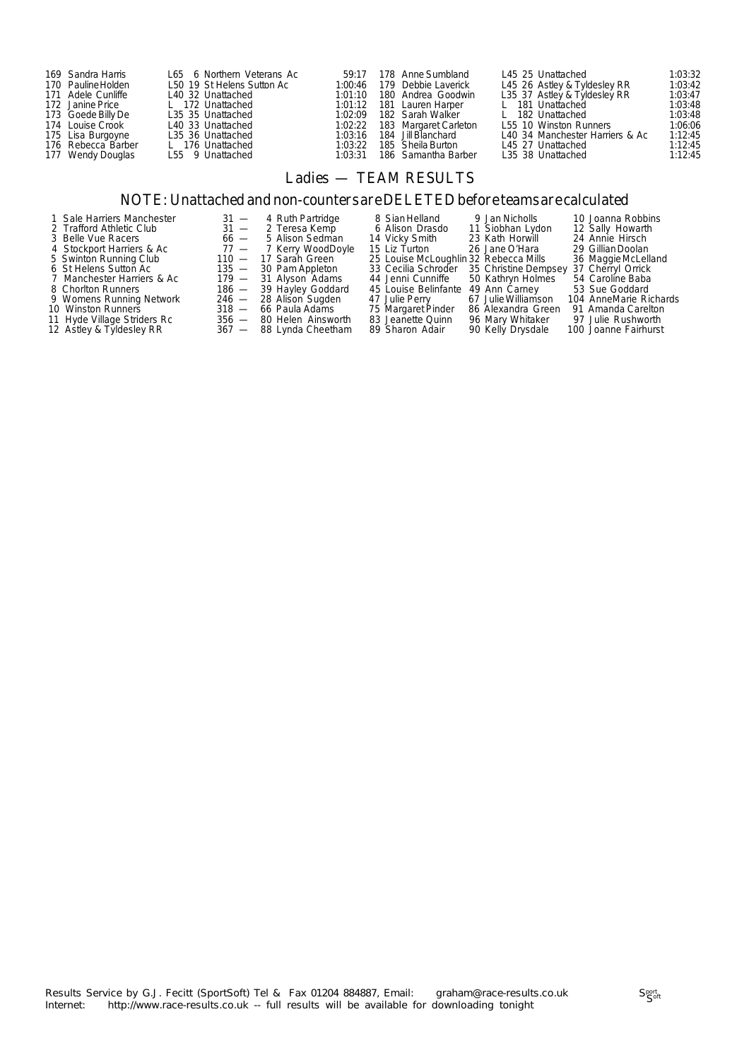| | | | | | |
|---|---|---|---|---|---|
| 169 | Sandra Harris | L65 | 6 | Northern Veterans Ac | 59:17 |
| 170 | Pauline Holden | L50 | 19 | St Helens Sutton Ac | 1:00:46 |
| 171 | Adele Cunliffe | L40 | 32 | Unattached | 1:01:10 |
| 172 | Janine Price | L | 172 | Unattached | 1:01:12 |
| 173 | Goede Billy De | L35 | 35 | Unattached | 1:02:09 |
| 174 | Louise Crook | L40 | 33 | Unattached | 1:02:22 |
| 175 | Lisa Burgoyne | L35 | 36 | Unattached | 1:03:16 |
| 176 | Rebecca Barber | L | 176 | Unattached | 1:03:22 |
| 177 | Wendy Douglas | L55 | 9 | Unattached | 1:03:31 |
| 178 | Anne Sumbland | L45 | 25 | Unattached | 1:03:32 |
| 179 | Debbie Laverick | L45 | 26 | Astley & Tyldesley RR | 1:03:42 |
| 180 | Andrea Goodwin | L35 | 37 | Astley & Tyldesley RR | 1:03:47 |
| 181 | Lauren Harper | L | 181 | Unattached | 1:03:48 |
| 182 | Sarah Walker | L | 182 | Unattached | 1:03:48 |
| 183 | Margaret Carleton | L55 | 10 | Winston Runners | 1:06:06 |
| 184 | Jill Blanchard | L40 | 34 | Manchester Harriers & Ac | 1:12:45 |
| 185 | Sheila Burton | L45 | 27 | Unattached | 1:12:45 |
| 186 | Samantha Barber | L35 | 38 | Unattached | 1:12:45 |

## Ladies — TEAM RESULTS

### NOTE: Unattached and non-counters are DELETED before teams are calculated

| | | | | | | |
|---|---|---|---|---|---|---|
| 1 | Sale Harriers Manchester | 31 — | 4 Ruth Partridge | 8 Sian Helland | 9 Jan Nicholls | 10 Joanna Robbins |
| 2 | Trafford Athletic Club | 31 — | 2 Teresa Kemp | 6 Alison Drasdo | 11 Siobhan Lydon | 12 Sally Howarth |
| 3 | Belle Vue Racers | 66 — | 5 Alison Sedman | 14 Vicky Smith | 23 Kath Horwill | 24 Annie Hirsch |
| 4 | Stockport Harriers & Ac | 77 — | 7 Kerry WoodDoyle | 15 Liz Turton | 26 Jane O'Hara | 29 Gillian Doolan |
| 5 | Swinton Running Club | 110 — | 17 Sarah Green | 25 Louise McLoughlin | 32 Rebecca Mills | 36 Maggie McLelland |
| 6 | St Helens Sutton Ac | 135 — | 30 Pam Appleton | 33 Cecilia Schroder | 35 Christine Dempsey | 37 Cherryl Orrick |
| 7 | Manchester Harriers & Ac | 179 — | 31 Alyson Adams | 44 Jenni Cunniffe | 50 Kathryn Holmes | 54 Caroline Baba |
| 8 | Chorlton Runners | 186 — | 39 Hayley Goddard | 45 Louise Belinfante | 49 Ann Carney | 53 Sue Goddard |
| 9 | Womens Running Network | 246 — | 28 Alison Sugden | 47 Julie Perry | 67 Julie Williamson | 104 AnneMarie Richards |
| 10 | Winston Runners | 318 — | 66 Paula Adams | 75 Margaret Pinder | 86 Alexandra Green | 91 Amanda Carelton |
| 11 | Hyde Village Striders Rc | 356 — | 80 Helen Ainsworth | 83 Jeanette Quinn | 96 Mary Whitaker | 97 Julie Rushworth |
| 12 | Astley & Tyldesley RR | 367 — | 88 Lynda Cheetham | 89 Sharon Adair | 90 Kelly Drysdale | 100 Joanne Fairhurst |

Results Service by G.J. Fecitt (SportSoft) Tel & Fax 01204 884887, Email: graham@race-results.co.uk
Internet: http://www.race-results.co.uk -- full results will be available for downloading tonight